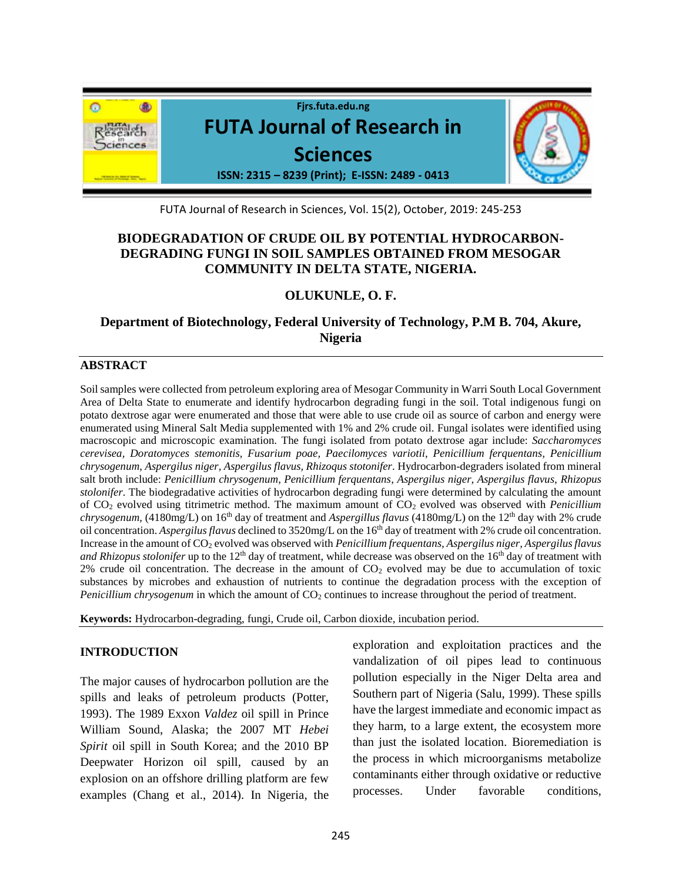# BIODEGRADATION OF CRUDE OIL BY POTENTIAL HYDROCARBON-DEGRADING FUNGI IN SOIL SAMPLES OBTAINED FROM MESOGAR COMMUNITY IN DELTA STATE, NIGERIA.

**OLUKUNLE, O. F.**

**Department of Biotechnology, Federal University of Technology, P.M B. 704, Akure, Nigeria**

## ABSTRACT

Soil samples were collected from petroleum exploring area of Mesogar Community in Warri South Local Government Area of Delta State to enumerate and identify hydrocarbon degrading fungi in the soil. Total indigenous fungi on potato dextrose agar were enumerated and those that were able to use crude oil as source of carbon and energy were enumerated using Mineral Salt Media supplemented with 1% and 2% crude oil. Fungal isolates were identified using macroscopic and microscopic examination. The fungi isolated from potato dextrose agar include: *Saccharomyces cerevisea, Doratomyces stemonitis, Fusarium poae, Paecilomyces variotii, Penicillium ferquentans, Penicillium chrysogenum, Aspergilus niger, Aspergilus flavus, Rhizoqus stotonifer*. Hydrocarbon-degraders isolated from mineral salt broth include: *Penicillium chrysogenum, Penicillium ferquentans, Aspergilus niger, Aspergilus flavus, Rhizopus stolonifer*. The biodegradative activities of hydrocarbon degrading fungi were determined by calculating the amount of $CO_2$ evolved using titrimetric method. The maximum amount of $CO_2$ evolved was observed with *Penicillium chrysogenum,* (4180mg/L) on 16th day of treatment and *Aspergillus flavus* (4180mg/L) on the 12th day with 2% crude oil concentration. *Aspergillus flavus* declined to 3520mg/L on the 16th day of treatment with 2% crude oil concentration. Increase in the amount of $CO_2$ evolved was observed with *Penicillium frequentans, Aspergilus niger, Aspergilus flavus and Rhizopus stolonifer* up to the 12th day of treatment, while decrease was observed on the 16th day of treatment with 2% crude oil concentration. The decrease in the amount of $CO_2$ evolved may be due to accumulation of toxic substances by microbes and exhaustion of nutrients to continue the degradation process with the exception of *Penicillium chrysogenum* in which the amount of $CO_2$ continues to increase throughout the period of treatment.

**Keywords:** Hydrocarbon-degrading, fungi, Crude oil, Carbon dioxide, incubation period.

## INTRODUCTION

The major causes of hydrocarbon pollution are the spills and leaks of petroleum products (Potter, 1993). The 1989 Exxon *Valdez* oil spill in Prince William Sound, Alaska; the 2007 MT *Hebei Spirit* oil spill in South Korea; and the 2010 BP Deepwater Horizon oil spill, caused by an explosion on an offshore drilling platform are few examples (Chang et al., 2014). In Nigeria, the exploration and exploitation practices and the vandalization of oil pipes lead to continuous pollution especially in the Niger Delta area and Southern part of Nigeria (Salu, 1999). These spills have the largest immediate and economic impact as they harm, to a large extent, the ecosystem more than just the isolated location. Bioremediation is the process in which microorganisms metabolize contaminants either through oxidative or reductive processes. Under favorable conditions,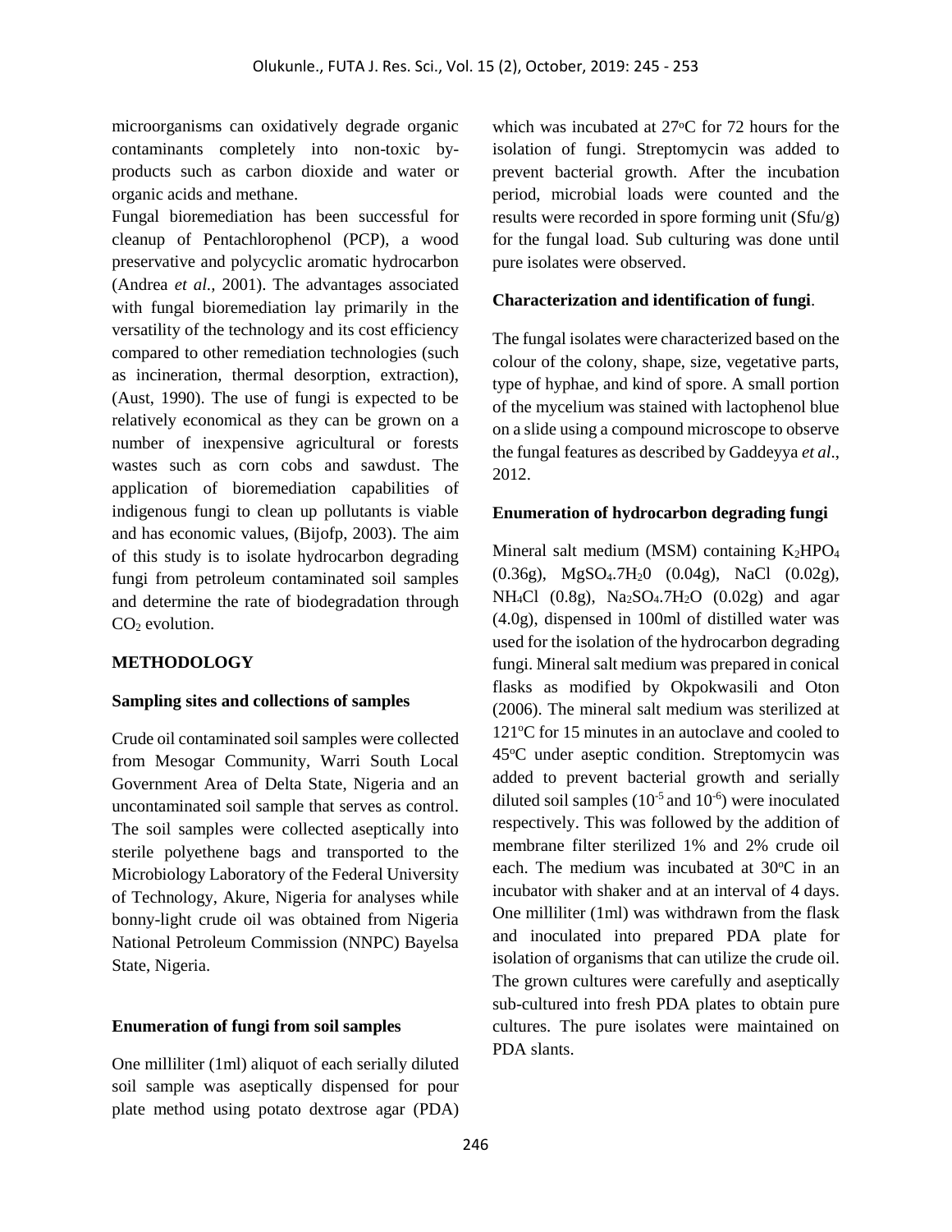microorganisms can oxidatively degrade organic contaminants completely into non-toxic by-products such as carbon dioxide and water or organic acids and methane.

Fungal bioremediation has been successful for cleanup of Pentachlorophenol (PCP), a wood preservative and polycyclic aromatic hydrocarbon (Andrea *et al.,* 2001). The advantages associated with fungal bioremediation lay primarily in the versatility of the technology and its cost efficiency compared to other remediation technologies (such as incineration, thermal desorption, extraction), (Aust, 1990). The use of fungi is expected to be relatively economical as they can be grown on a number of inexpensive agricultural or forests wastes such as corn cobs and sawdust. The application of bioremediation capabilities of indigenous fungi to clean up pollutants is viable and has economic values, (Bijofp, 2003). The aim of this study is to isolate hydrocarbon degrading fungi from petroleum contaminated soil samples and determine the rate of biodegradation through $CO_2$ evolution.

## METHODOLOGY

### Sampling sites and collections of samples

Crude oil contaminated soil samples were collected from Mesogar Community, Warri South Local Government Area of Delta State, Nigeria and an uncontaminated soil sample that serves as control. The soil samples were collected aseptically into sterile polyethene bags and transported to the Microbiology Laboratory of the Federal University of Technology, Akure, Nigeria for analyses while bonny-light crude oil was obtained from Nigeria National Petroleum Commission (NNPC) Bayelsa State, Nigeria.

### Enumeration of fungi from soil samples

One milliliter (1ml) aliquot of each serially diluted soil sample was aseptically dispensed for pour plate method using potato dextrose agar (PDA) which was incubated at 27$^{o}$C for 72 hours for the isolation of fungi. Streptomycin was added to prevent bacterial growth. After the incubation period, microbial loads were counted and the results were recorded in spore forming unit (Sfu/g) for the fungal load. Sub culturing was done until pure isolates were observed.

### Characterization and identification of fungi.

The fungal isolates were characterized based on the colour of the colony, shape, size, vegetative parts, type of hyphae, and kind of spore. A small portion of the mycelium was stained with lactophenol blue on a slide using a compound microscope to observe the fungal features as described by Gaddeyya *et al*., 2012.

### Enumeration of hydrocarbon degrading fungi

Mineral salt medium (MSM) containing $K_2HPO_4$ (0.36g), $MgSO_4.7H_20$ (0.04g), NaCl (0.02g), $NH_4Cl$ (0.8g), $Na_2SO_4.7H_2O$ (0.02g) and agar (4.0g), dispensed in 100ml of distilled water was used for the isolation of the hydrocarbon degrading fungi. Mineral salt medium was prepared in conical flasks as modified by Okpokwasili and Oton (2006). The mineral salt medium was sterilized at 121$^{o}$C for 15 minutes in an autoclave and cooled to 45$^{o}$C under aseptic condition. Streptomycin was added to prevent bacterial growth and serially diluted soil samples ($10^{-5}$ and $10^{-6}$) were inoculated respectively. This was followed by the addition of membrane filter sterilized 1% and 2% crude oil each. The medium was incubated at 30$^{o}$C in an incubator with shaker and at an interval of 4 days. One milliliter (1ml) was withdrawn from the flask and inoculated into prepared PDA plate for isolation of organisms that can utilize the crude oil. The grown cultures were carefully and aseptically sub-cultured into fresh PDA plates to obtain pure cultures. The pure isolates were maintained on PDA slants.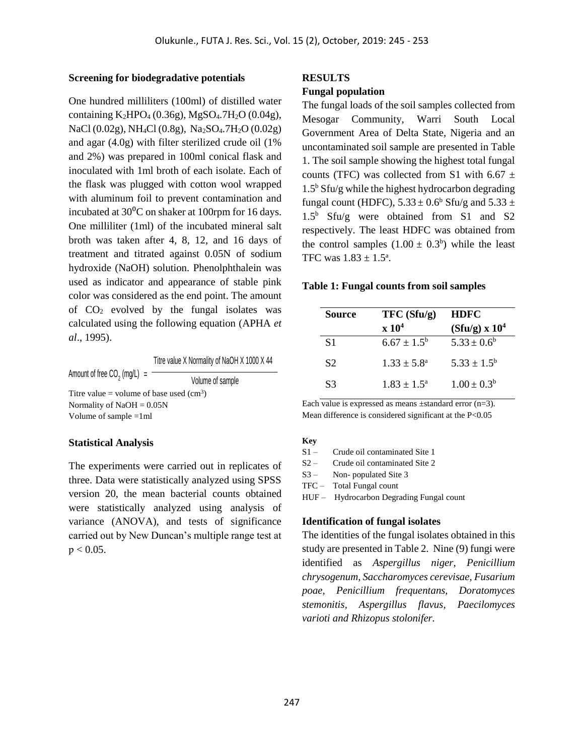### Screening for biodegradative potentials

One hundred milliliters (100ml) of distilled water containing $K_2HPO_4$ (0.36g), $MgSO_4.7H_2O$ (0.04g), NaCl (0.02g), $NH_4Cl$ (0.8g), $Na_2SO_4.7H_2O$ (0.02g) and agar (4.0g) with filter sterilized crude oil (1% and 2%) was prepared in 100ml conical flask and inoculated with 1ml broth of each isolate. Each of the flask was plugged with cotton wool wrapped with aluminum foil to prevent contamination and incubated at $30^0C$ on shaker at 100rpm for 16 days. One milliliter (1ml) of the incubated mineral salt broth was taken after 4, 8, 12, and 16 days of treatment and titrated against 0.05N of sodium hydroxide (NaOH) solution. Phenolphthalein was used as indicator and appearance of stable pink color was considered as the end point. The amount of $CO_2$ evolved by the fungal isolates was calculated using the following equation (APHA *et al*., 1995).

$$\text{Amount of free } CO_2 \text{ (mg/L)} = \frac{\text{Titre value X Normality of NaOH X 1000 X 44}}{\text{Volume of sample}}$$

Titre value = volume of base used ($cm^3$)
Normality of NaOH = 0.05N
Volume of sample =1ml

### Statistical Analysis

The experiments were carried out in replicates of three. Data were statistically analyzed using SPSS version 20, the mean bacterial counts obtained were statistically analyzed using analysis of variance (ANOVA), and tests of significance carried out by New Duncan's multiple range test at $p < 0.05$.

## RESULTS

### Fungal population

The fungal loads of the soil samples collected from Mesogar Community, Warri South Local Government Area of Delta State, Nigeria and an uncontaminated soil sample are presented in Table 1. The soil sample showing the highest total fungal counts (TFC) was collected from S1 with $6.67 \pm 1.5^b$ Sfu/g while the highest hydrocarbon degrading fungal count (HDFC), $5.33 \pm 0.6^b$ Sfu/g and $5.33 \pm 1.5^b$ Sfu/g were obtained from S1 and S2 respectively. The least HDFC was obtained from the control samples ($1.00 \pm 0.3^b$) while the least TFC was $1.83 \pm 1.5^a$.

**Table 1: Fungal counts from soil samples**

| Source | TFC (Sfu/g) x $10^4$ | HDFC (Sfu/g) x $10^4$ |
|---|---|---|
| S1 | $6.67 \pm 1.5^b$ | $5.33 \pm 0.6^b$ |
| S2 | $1.33 \pm 5.8^a$ | $5.33 \pm 1.5^b$ |
| S3 | $1.83 \pm 1.5^a$ | $1.00 \pm 0.3^b$ |

Each value is expressed as means ±standard error (n=3).
Mean difference is considered significant at the P<0.05

**Key**
S1 – Crude oil contaminated Site 1
S2 – Crude oil contaminated Site 2
S3 – Non- populated Site 3
TFC – Total Fungal count
HUF – Hydrocarbon Degrading Fungal count

### Identification of fungal isolates

The identities of the fungal isolates obtained in this study are presented in Table 2. Nine (9) fungi were identified as *Aspergillus niger, Penicillium chrysogenum, Saccharomyces cerevisae, Fusarium poae, Penicillium frequentans, Doratomyces stemonitis, Aspergillus flavus, Paecilomyces varioti and Rhizopus stolonifer.*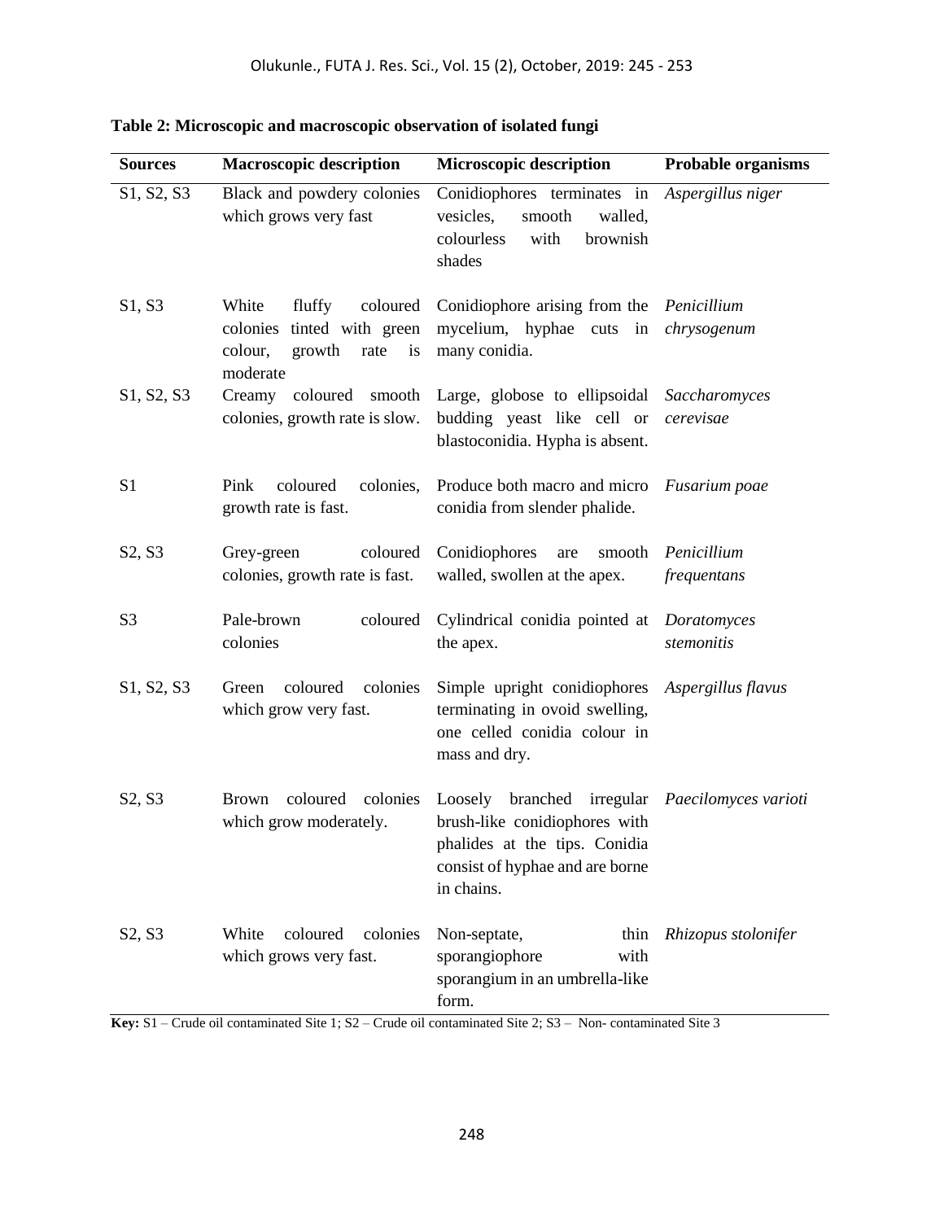**Table 2: Microscopic and macroscopic observation of isolated fungi**

| Sources | Macroscopic description | Microscopic description | Probable organisms |
|---|---|---|---|
| S1, S2, S3 | Black and powdery colonies which grows very fast | Conidiophores terminates in vesicles, smooth walled, colourless with brownish shades | *Aspergillus niger* |
| S1, S3 | White fluffy coloured colonies tinted with green colour, growth rate is moderate | Conidiophore arising from the mycelium, hyphae cuts in many conidia. | *Penicillium chrysogenum* |
| S1, S2, S3 | Creamy coloured smooth colonies, growth rate is slow. | Large, globose to ellipsoidal budding yeast like cell or blastoconidia. Hypha is absent. | *Saccharomyces cerevisae* |
| S1 | Pink coloured colonies, growth rate is fast. | Produce both macro and micro conidia from slender phalide. | *Fusarium poae* |
| S2, S3 | Grey-green coloured colonies, growth rate is fast. | Conidiophores are smooth walled, swollen at the apex. | *Penicillium frequentans* |
| S3 | Pale-brown coloured colonies | Cylindrical conidia pointed at the apex. | *Doratomyces stemonitis* |
| S1, S2, S3 | Green coloured colonies which grow very fast. | Simple upright conidiophores terminating in ovoid swelling, one celled conidia colour in mass and dry. | *Aspergillus flavus* |
| S2, S3 | Brown coloured colonies which grow moderately. | Loosely branched irregular brush-like conidiophores with phalides at the tips. Conidia consist of hyphae and are borne in chains. | *Paecilomyces varioti* |
| S2, S3 | White coloured colonies which grows very fast. | Non-septate, thin sporangiophore with sporangium in an umbrella-like form. | *Rhizopus stolonifer* |

**Key:** S1 – Crude oil contaminated Site 1; S2 – Crude oil contaminated Site 2; S3 – Non- contaminated Site 3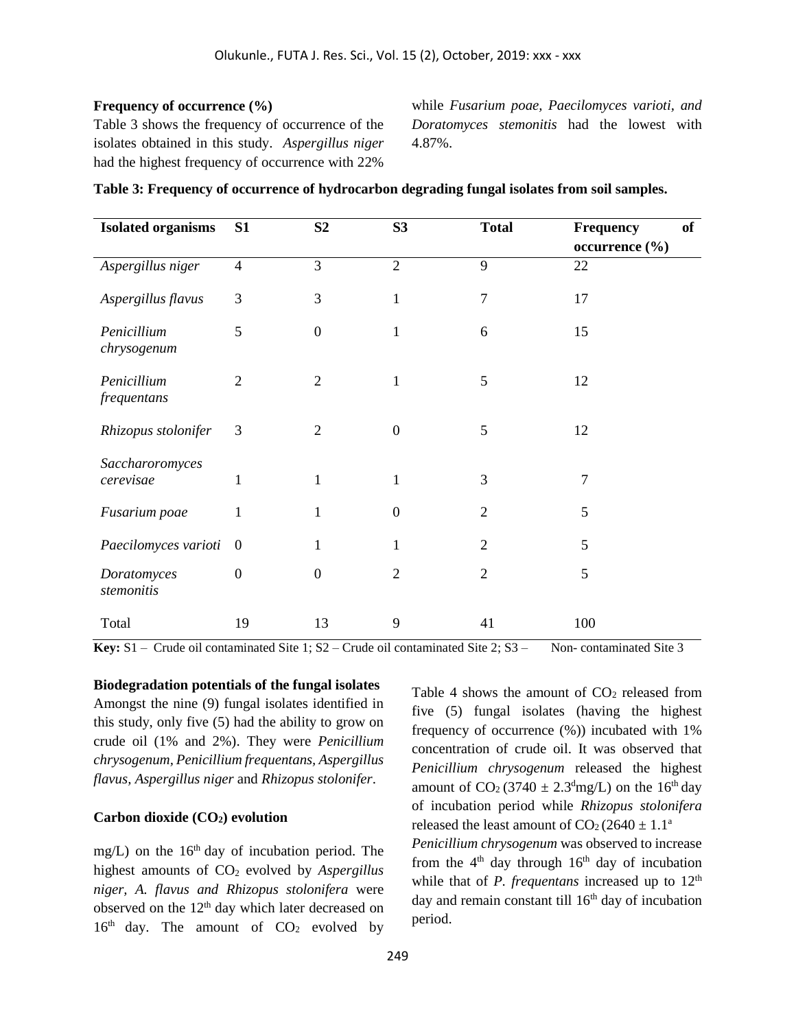### Frequency of occurrence (%)

Table 3 shows the frequency of occurrence of the isolates obtained in this study. *Aspergillus niger* had the highest frequency of occurrence with 22% while *Fusarium poae, Paecilomyces varioti, and Doratomyces stemonitis* had the lowest with 4.87%.

**Table 3: Frequency of occurrence of hydrocarbon degrading fungal isolates from soil samples.**

| Isolated organisms | S1 | S2 | S3 | Total | Frequency of occurrence (%) |
|---|---|---|---|---|---|
| *Aspergillus niger* | 4 | 3 | 2 | 9 | 22 |
| *Aspergillus flavus* | 3 | 3 | 1 | 7 | 17 |
| *Penicillium chrysogenum* | 5 | 0 | 1 | 6 | 15 |
| *Penicillium frequentans* | 2 | 2 | 1 | 5 | 12 |
| *Rhizopus stolonifer* | 3 | 2 | 0 | 5 | 12 |
| *Saccharoromyces cerevisae* | 1 | 1 | 1 | 3 | 7 |
| *Fusarium poae* | 1 | 1 | 0 | 2 | 5 |
| *Paecilomyces varioti* | 0 | 1 | 1 | 2 | 5 |
| *Doratomyces stemonitis* | 0 | 0 | 2 | 2 | 5 |
| Total | 19 | 13 | 9 | 41 | 100 |

**Key:** S1 – Crude oil contaminated Site 1; S2 – Crude oil contaminated Site 2; S3 – Non- contaminated Site 3

### Biodegradation potentials of the fungal isolates

Amongst the nine (9) fungal isolates identified in this study, only five (5) had the ability to grow on crude oil (1% and 2%). They were *Penicillium chrysogenum, Penicillium frequentans, Aspergillus flavus, Aspergillus niger* and *Rhizopus stolonifer*.

### Carbon dioxide ($CO_2$) evolution

Table 4 shows the amount of $CO_2$ released from five (5) fungal isolates (having the highest frequency of occurrence (%)) incubated with 1% concentration of crude oil. It was observed that *Penicillium chrysogenum* released the highest amount of $CO_2$ ($3740 \pm 2.3^d$mg/L) on the 16$^{th}$ day of incubation period while *Rhizopus stolonifera* released the least amount of $CO_2$ ($2640 \pm 1.1^a$ mg/L) on the 16$^{th}$ day of incubation period. The highest amounts of $CO_2$ evolved by *Aspergillus niger, A. flavus and Rhizopus stolonifera* were observed on the 12$^{th}$ day which later decreased on 16$^{th}$ day. The amount of $CO_2$ evolved by *Penicillium chrysogenum* was observed to increase from the 4$^{th}$ day through 16$^{th}$ day of incubation while that of *P. frequentans* increased up to 12$^{th}$ day and remain constant till 16$^{th}$ day of incubation period.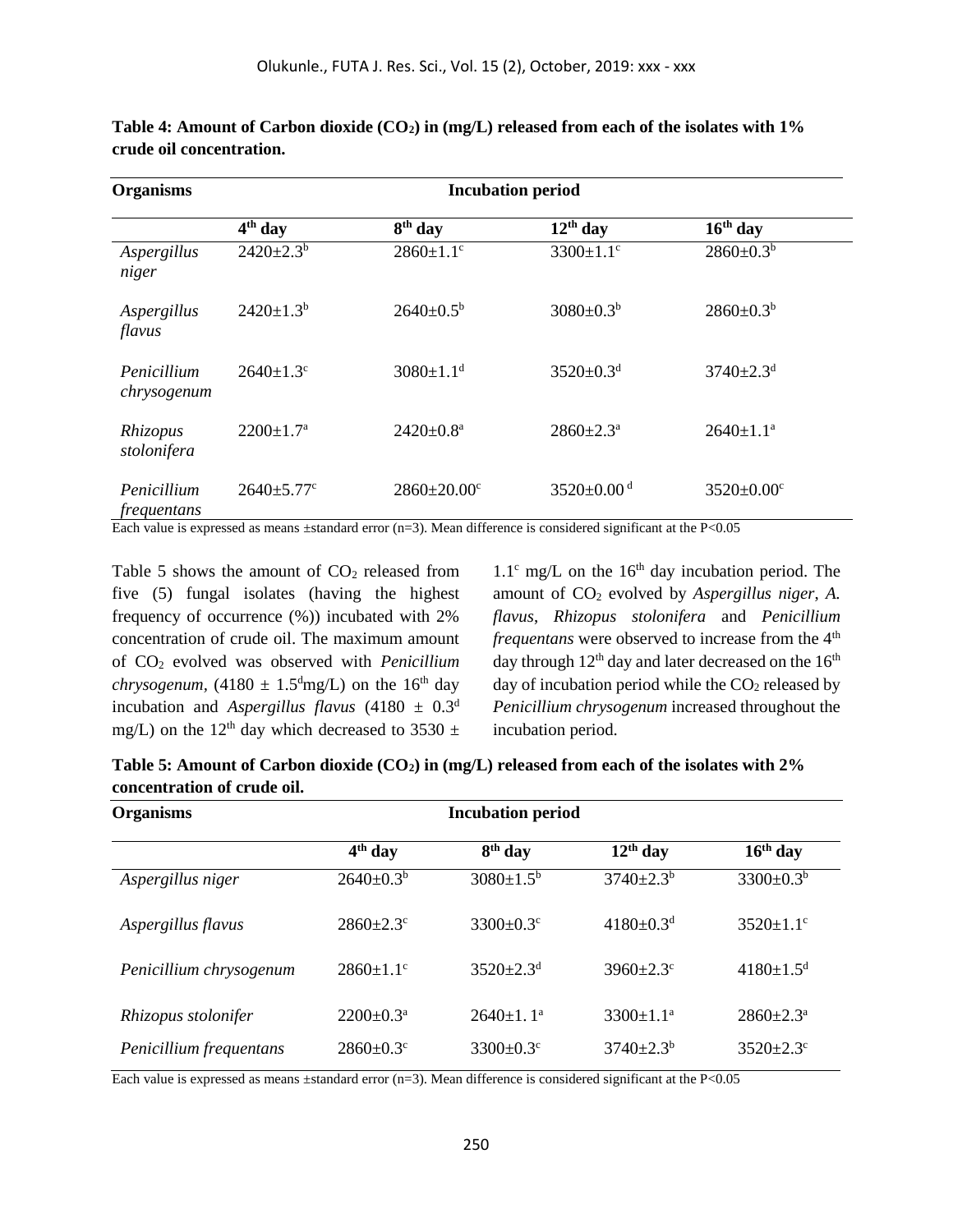**Table 4: Amount of Carbon dioxide ($CO_2$) in (mg/L) released from each of the isolates with 1% crude oil concentration.**

| Organisms | Incubation period | | | |
|---|---|---|---|---|
| | 4th day | 8th day | 12th day | 16th day |
| *Aspergillus niger* | $2420 \pm 2.3^b$ | $2860 \pm 1.1^c$ | $3300 \pm 1.1^c$ | $2860 \pm 0.3^b$ |
| *Aspergillus flavus* | $2420 \pm 1.3^b$ | $2640 \pm 0.5^b$ | $3080 \pm 0.3^b$ | $2860 \pm 0.3^b$ |
| *Penicillium chrysogenum* | $2640 \pm 1.3^c$ | $3080 \pm 1.1^d$ | $3520 \pm 0.3^d$ | $3740 \pm 2.3^d$ |
| *Rhizopus stolonifera* | $2200 \pm 1.7^a$ | $2420 \pm 0.8^a$ | $2860 \pm 2.3^a$ | $2640 \pm 1.1^a$ |
| *Penicillium frequentans* | $2640 \pm 5.77^c$ | $2860 \pm 20.00^c$ | $3520 \pm 0.00^d$ | $3520 \pm 0.00^c$ |

Each value is expressed as means ±standard error (n=3). Mean difference is considered significant at the $P<0.05$

Table 5 shows the amount of $CO_2$ released from five (5) fungal isolates (having the highest frequency of occurrence (%)) incubated with 2% concentration of crude oil. The maximum amount of $CO_2$ evolved was observed with *Penicillium chrysogenum*, ($4180 \pm 1.5^d$ mg/L) on the 16th day incubation and *Aspergillus flavus* ($4180 \pm 0.3^d$ mg/L) on the 12th day which decreased to $3530 \pm 1.1^c$ mg/L on the 16th day incubation period. The amount of $CO_2$ evolved by *Aspergillus niger*, *A. flavus*, *Rhizopus stolonifera* and *Penicillium frequentans* were observed to increase from the 4th day through 12th day and later decreased on the 16th day of incubation period while the $CO_2$ released by *Penicillium chrysogenum* increased throughout the incubation period.

**Table 5: Amount of Carbon dioxide ($CO_2$) in (mg/L) released from each of the isolates with 2% concentration of crude oil.**

| Organisms | Incubation period | | | |
|---|---|---|---|---|
| | 4th day | 8th day | 12th day | 16th day |
| *Aspergillus niger* | $2640 \pm 0.3^b$ | $3080 \pm 1.5^b$ | $3740 \pm 2.3^b$ | $3300 \pm 0.3^b$ |
| *Aspergillus flavus* | $2860 \pm 2.3^c$ | $3300 \pm 0.3^c$ | $4180 \pm 0.3^d$ | $3520 \pm 1.1^c$ |
| *Penicillium chrysogenum* | $2860 \pm 1.1^c$ | $3520 \pm 2.3^d$ | $3960 \pm 2.3^c$ | $4180 \pm 1.5^d$ |
| *Rhizopus stolonifer* | $2200 \pm 0.3^a$ | $2640 \pm 1.1^a$ | $3300 \pm 1.1^a$ | $2860 \pm 2.3^a$ |
| *Penicillium frequentans* | $2860 \pm 0.3^c$ | $3300 \pm 0.3^c$ | $3740 \pm 2.3^b$ | $3520 \pm 2.3^c$ |

Each value is expressed as means ±standard error (n=3). Mean difference is considered significant at the $P<0.05$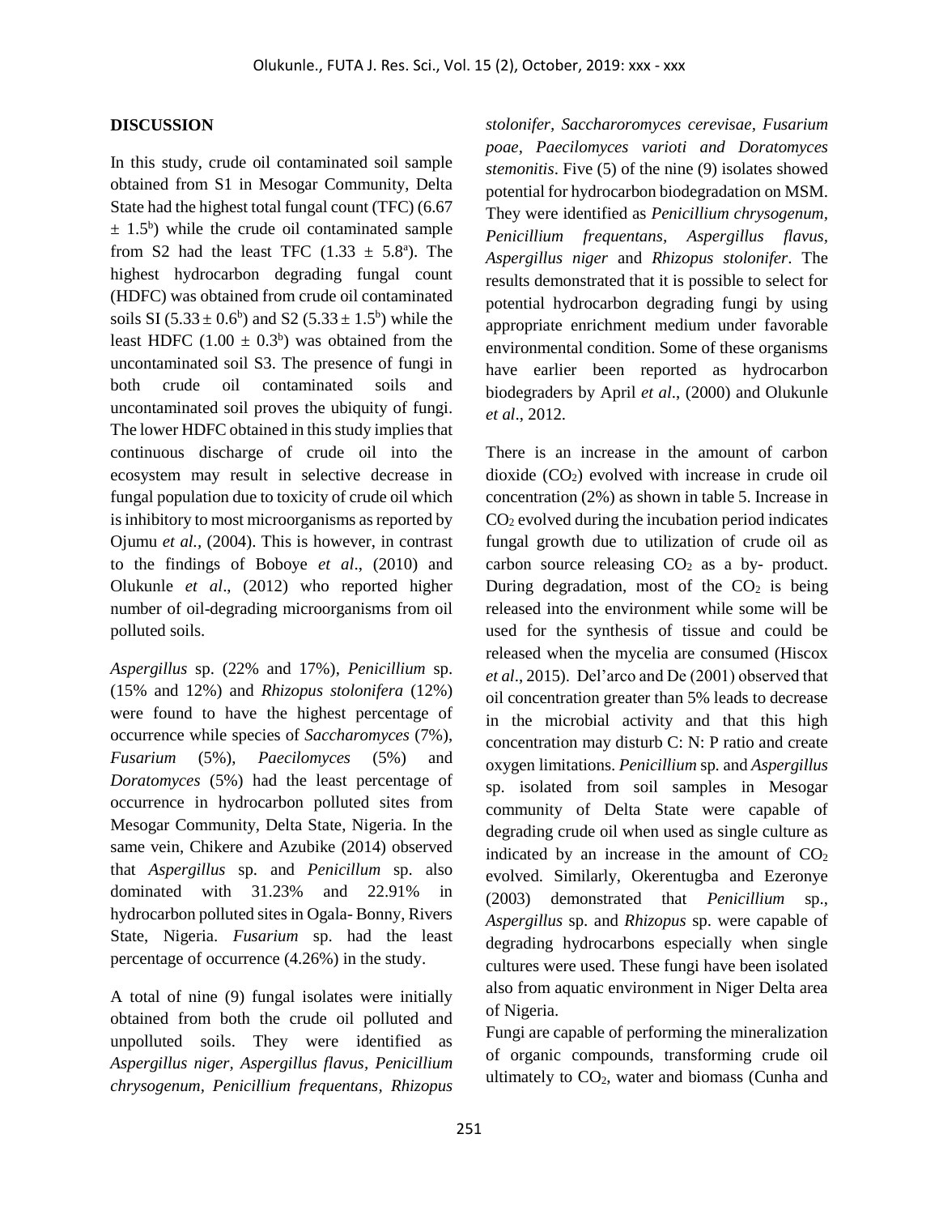**DISCUSSION**

In this study, crude oil contaminated soil sample obtained from S1 in Mesogar Community, Delta State had the highest total fungal count (TFC) ($6.67 \pm 1.5^b$) while the crude oil contaminated sample from S2 had the least TFC ($1.33 \pm 5.8^a$). The highest hydrocarbon degrading fungal count (HDFC) was obtained from crude oil contaminated soils SI ($5.33 \pm 0.6^b$) and S2 ($5.33 \pm 1.5^b$) while the least HDFC ($1.00 \pm 0.3^b$) was obtained from the uncontaminated soil S3. The presence of fungi in both crude oil contaminated soils and uncontaminated soil proves the ubiquity of fungi. The lower HDFC obtained in this study implies that continuous discharge of crude oil into the ecosystem may result in selective decrease in fungal population due to toxicity of crude oil which is inhibitory to most microorganisms as reported by Ojumu *et al.,* (2004). This is however, in contrast to the findings of Boboye *et al*., (2010) and Olukunle *et al*., (2012) who reported higher number of oil-degrading microorganisms from oil polluted soils.

*Aspergillus* sp. (22% and 17%), *Penicillium* sp. (15% and 12%) and *Rhizopus stolonifera* (12%) were found to have the highest percentage of occurrence while species of *Saccharomyces* (7%), *Fusarium* (5%), *Paecilomyces* (5%) and *Doratomyces* (5%) had the least percentage of occurrence in hydrocarbon polluted sites from Mesogar Community, Delta State, Nigeria. In the same vein, Chikere and Azubike (2014) observed that *Aspergillus* sp. and *Penicillum* sp. also dominated with 31.23% and 22.91% in hydrocarbon polluted sites in Ogala- Bonny, Rivers State, Nigeria. *Fusarium* sp. had the least percentage of occurrence (4.26%) in the study.

A total of nine (9) fungal isolates were initially obtained from both the crude oil polluted and unpolluted soils. They were identified as *Aspergillus niger, Aspergillus flavus, Penicillium chrysogenum, Penicillium frequentans, Rhizopus stolonifer, Saccharoromyces cerevisae, Fusarium poae, Paecilomyces varioti and Doratomyces stemonitis*. Five (5) of the nine (9) isolates showed potential for hydrocarbon biodegradation on MSM. They were identified as *Penicillium chrysogenum, Penicillium frequentans, Aspergillus flavus, Aspergillus niger* and *Rhizopus stolonifer*. The results demonstrated that it is possible to select for potential hydrocarbon degrading fungi by using appropriate enrichment medium under favorable environmental condition. Some of these organisms have earlier been reported as hydrocarbon biodegraders by April *et al*., (2000) and Olukunle *et al*., 2012.

There is an increase in the amount of carbon dioxide ($CO_2$) evolved with increase in crude oil concentration (2%) as shown in table 5. Increase in $CO_2$ evolved during the incubation period indicates fungal growth due to utilization of crude oil as carbon source releasing $CO_2$ as a by- product. During degradation, most of the $CO_2$ is being released into the environment while some will be used for the synthesis of tissue and could be released when the mycelia are consumed (Hiscox *et al*., 2015). Del'arco and De (2001) observed that oil concentration greater than 5% leads to decrease in the microbial activity and that this high concentration may disturb C: N: P ratio and create oxygen limitations. *Penicillium* sp. and *Aspergillus* sp. isolated from soil samples in Mesogar community of Delta State were capable of degrading crude oil when used as single culture as indicated by an increase in the amount of $CO_2$ evolved. Similarly, Okerentugba and Ezeronye (2003) demonstrated that *Penicillium* sp., *Aspergillus* sp. and *Rhizopus* sp. were capable of degrading hydrocarbons especially when single cultures were used. These fungi have been isolated also from aquatic environment in Niger Delta area of Nigeria.

Fungi are capable of performing the mineralization of organic compounds, transforming crude oil ultimately to $CO_2$, water and biomass (Cunha and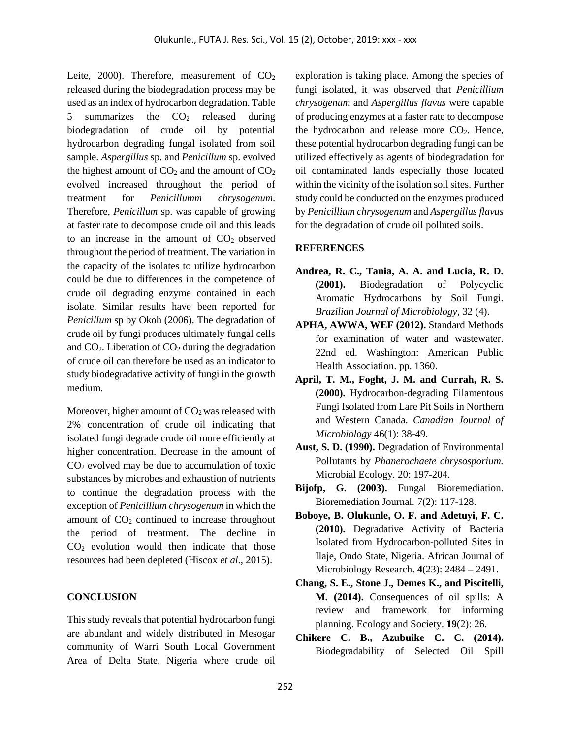Leite, 2000). Therefore, measurement of $CO_2$ released during the biodegradation process may be used as an index of hydrocarbon degradation. Table 5 summarizes the $CO_2$ released during biodegradation of crude oil by potential hydrocarbon degrading fungal isolated from soil sample. *Aspergillus* sp. and *Penicillum* sp. evolved the highest amount of $CO_2$ and the amount of $CO_2$ evolved increased throughout the period of treatment for *Penicillumm chrysogenum*. Therefore, *Penicillum* sp. was capable of growing at faster rate to decompose crude oil and this leads to an increase in the amount of $CO_2$ observed throughout the period of treatment. The variation in the capacity of the isolates to utilize hydrocarbon could be due to differences in the competence of crude oil degrading enzyme contained in each isolate. Similar results have been reported for *Penicillum* sp by Okoh (2006). The degradation of crude oil by fungi produces ultimately fungal cells and $CO_2$. Liberation of $CO_2$ during the degradation of crude oil can therefore be used as an indicator to study biodegradative activity of fungi in the growth medium.

Moreover, higher amount of $CO_2$ was released with 2% concentration of crude oil indicating that isolated fungi degrade crude oil more efficiently at higher concentration. Decrease in the amount of $CO_2$ evolved may be due to accumulation of toxic substances by microbes and exhaustion of nutrients to continue the degradation process with the exception of *Penicillium chrysogenum* in which the amount of $CO_2$ continued to increase throughout the period of treatment. The decline in $CO_2$ evolution would then indicate that those resources had been depleted (Hiscox *et al*., 2015).

## CONCLUSION

This study reveals that potential hydrocarbon fungi are abundant and widely distributed in Mesogar community of Warri South Local Government Area of Delta State, Nigeria where crude oil exploration is taking place. Among the species of fungi isolated, it was observed that *Penicillium chrysogenum* and *Aspergillus flavus* were capable of producing enzymes at a faster rate to decompose the hydrocarbon and release more $CO_2$. Hence, these potential hydrocarbon degrading fungi can be utilized effectively as agents of biodegradation for oil contaminated lands especially those located within the vicinity of the isolation soil sites. Further study could be conducted on the enzymes produced by *Penicillium chrysogenum* and *Aspergillus flavus* for the degradation of crude oil polluted soils.

## REFERENCES

**Andrea, R. C., Tania, A. A. and Lucia, R. D. (2001).** Biodegradation of Polycyclic Aromatic Hydrocarbons by Soil Fungi. *Brazilian Journal of Microbiology*, 32 (4).

**APHA, AWWA, WEF (2012).** Standard Methods for examination of water and wastewater. 22nd ed. Washington: American Public Health Association. pp. 1360.

**April, T. M., Foght, J. M. and Currah, R. S. (2000).** Hydrocarbon-degrading Filamentous Fungi Isolated from Lare Pit Soils in Northern and Western Canada. *Canadian Journal of Microbiology* 46(1): 38-49.

**Aust, S. D. (1990).** Degradation of Environmental Pollutants by *Phanerochaete chrysosporium.* Microbial Ecology. 20: 197-204.

**Bijofp, G. (2003).** Fungal Bioremediation. Bioremediation Journal. 7(2): 117-128.

**Boboye, B. Olukunle, O. F. and Adetuyi, F. C. (2010).** Degradative Activity of Bacteria Isolated from Hydrocarbon-polluted Sites in Ilaje, Ondo State, Nigeria. African Journal of Microbiology Research. **4**(23): 2484 – 2491.

**Chang, S. E., Stone J., Demes K., and Piscitelli, M. (2014).** Consequences of oil spills: A review and framework for informing planning. Ecology and Society. **19**(2): 26.

**Chikere C. B., Azubuike C. C. (2014).** Biodegradability of Selected Oil Spill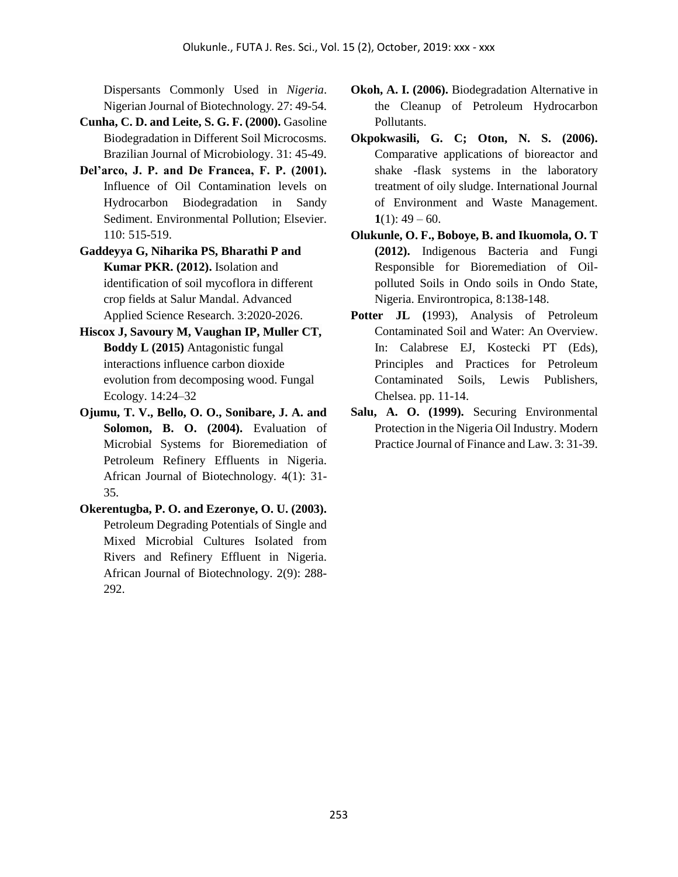Dispersants Commonly Used in *Nigeria*. Nigerian Journal of Biotechnology. 27: 49-54.

**Cunha, C. D. and Leite, S. G. F. (2000).** Gasoline Biodegradation in Different Soil Microcosms. Brazilian Journal of Microbiology. 31: 45-49.

**Del'arco, J. P. and De Francea, F. P. (2001).** Influence of Oil Contamination levels on Hydrocarbon Biodegradation in Sandy Sediment. Environmental Pollution; Elsevier. 110: 515-519.

**Gaddeyya G, Niharika PS, Bharathi P and Kumar PKR. (2012).** Isolation and identification of soil mycoflora in different crop fields at Salur Mandal. Advanced Applied Science Research. 3:2020-2026.

**Hiscox J, Savoury M, Vaughan IP, Muller CT, Boddy L (2015)** Antagonistic fungal interactions influence carbon dioxide evolution from decomposing wood. Fungal Ecology. 14:24–32

**Ojumu, T. V., Bello, O. O., Sonibare, J. A. and Solomon, B. O. (2004).** Evaluation of Microbial Systems for Bioremediation of Petroleum Refinery Effluents in Nigeria. African Journal of Biotechnology. 4(1): 31-35.

**Okerentugba, P. O. and Ezeronye, O. U. (2003).** Petroleum Degrading Potentials of Single and Mixed Microbial Cultures Isolated from Rivers and Refinery Effluent in Nigeria. African Journal of Biotechnology. 2(9): 288-292.

**Okoh, A. I. (2006).** Biodegradation Alternative in the Cleanup of Petroleum Hydrocarbon Pollutants.

**Okpokwasili, G. C; Oton, N. S. (2006).** Comparative applications of bioreactor and shake -flask systems in the laboratory treatment of oily sludge. International Journal of Environment and Waste Management. **1**(1): 49 – 60.

**Olukunle, O. F., Boboye, B. and Ikuomola, O. T (2012).** Indigenous Bacteria and Fungi Responsible for Bioremediation of Oil-polluted Soils in Ondo soils in Ondo State, Nigeria. Environtropica, 8:138-148.

**Potter JL (**1993), Analysis of Petroleum Contaminated Soil and Water: An Overview. In: Calabrese EJ, Kostecki PT (Eds), Principles and Practices for Petroleum Contaminated Soils, Lewis Publishers, Chelsea. pp. 11-14.

**Salu, A. O. (1999).** Securing Environmental Protection in the Nigeria Oil Industry. Modern Practice Journal of Finance and Law. 3: 31-39.